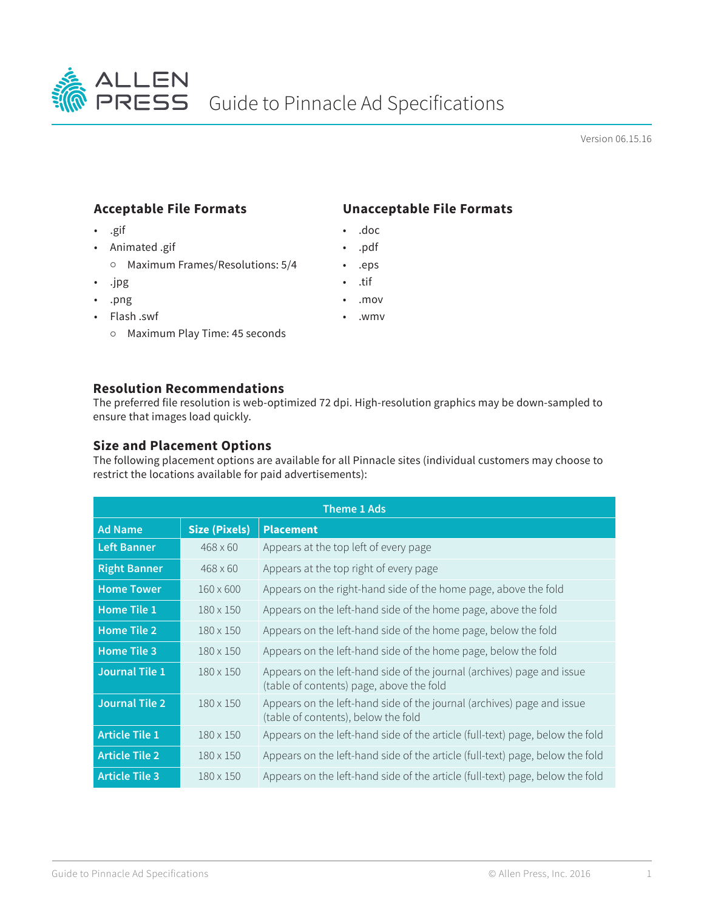# ALLEN PRESS Guide to Pinnacle Ad Specifications

Version 06.15.16

### Acceptable File Formats

- .gif
- Animated .gif
  - Maximum Frames/Resolutions: 5/4
- .jpg
- .png
- Flash .swf
  - Maximum Play Time: 45 seconds

### Unacceptable File Formats

- .doc
- .pdf
- .eps
- .tif
- .mov
- .wmv

### Resolution Recommendations

The preferred file resolution is web-optimized 72 dpi. High-resolution graphics may be down-sampled to ensure that images load quickly.

### Size and Placement Options

The following placement options are available for all Pinnacle sites (individual customers may choose to restrict the locations available for paid advertisements):

| Theme 1 Ads | | |
|---|---|---|
| **Ad Name** | **Size (Pixels)** | **Placement** |
| **Left Banner** | 468 x 60 | Appears at the top left of every page |
| **Right Banner** | 468 x 60 | Appears at the top right of every page |
| **Home Tower** | 160 x 600 | Appears on the right-hand side of the home page, above the fold |
| **Home Tile 1** | 180 x 150 | Appears on the left-hand side of the home page, above the fold |
| **Home Tile 2** | 180 x 150 | Appears on the left-hand side of the home page, below the fold |
| **Home Tile 3** | 180 x 150 | Appears on the left-hand side of the home page, below the fold |
| **Journal Tile 1** | 180 x 150 | Appears on the left-hand side of the journal (archives) page and issue (table of contents) page, above the fold |
| **Journal Tile 2** | 180 x 150 | Appears on the left-hand side of the journal (archives) page and issue (table of contents), below the fold |
| **Article Tile 1** | 180 x 150 | Appears on the left-hand side of the article (full-text) page, below the fold |
| **Article Tile 2** | 180 x 150 | Appears on the left-hand side of the article (full-text) page, below the fold |
| **Article Tile 3** | 180 x 150 | Appears on the left-hand side of the article (full-text) page, below the fold |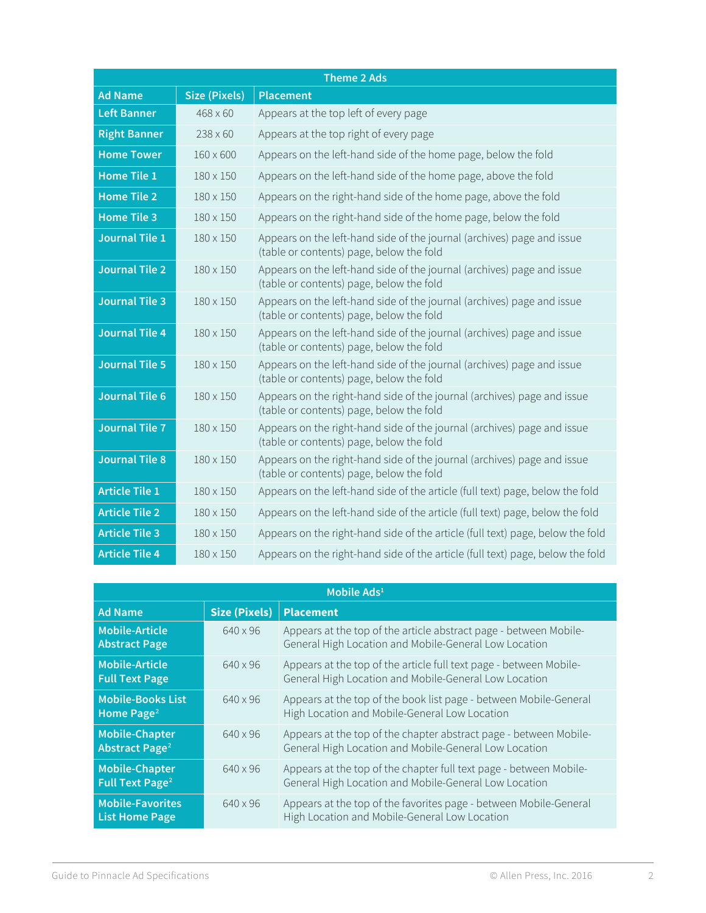| Theme 2 Ads | | |
|---|---|---|
| **Ad Name** | **Size (Pixels)** | **Placement** |
| **Left Banner** | 468 x 60 | Appears at the top left of every page |
| **Right Banner** | 238 x 60 | Appears at the top right of every page |
| **Home Tower** | 160 x 600 | Appears on the left-hand side of the home page, below the fold |
| **Home Tile 1** | 180 x 150 | Appears on the left-hand side of the home page, above the fold |
| **Home Tile 2** | 180 x 150 | Appears on the right-hand side of the home page, above the fold |
| **Home Tile 3** | 180 x 150 | Appears on the right-hand side of the home page, below the fold |
| **Journal Tile 1** | 180 x 150 | Appears on the left-hand side of the journal (archives) page and issue (table or contents) page, below the fold |
| **Journal Tile 2** | 180 x 150 | Appears on the left-hand side of the journal (archives) page and issue (table or contents) page, below the fold |
| **Journal Tile 3** | 180 x 150 | Appears on the left-hand side of the journal (archives) page and issue (table or contents) page, below the fold |
| **Journal Tile 4** | 180 x 150 | Appears on the left-hand side of the journal (archives) page and issue (table or contents) page, below the fold |
| **Journal Tile 5** | 180 x 150 | Appears on the left-hand side of the journal (archives) page and issue (table or contents) page, below the fold |
| **Journal Tile 6** | 180 x 150 | Appears on the right-hand side of the journal (archives) page and issue (table or contents) page, below the fold |
| **Journal Tile 7** | 180 x 150 | Appears on the right-hand side of the journal (archives) page and issue (table or contents) page, below the fold |
| **Journal Tile 8** | 180 x 150 | Appears on the right-hand side of the journal (archives) page and issue (table or contents) page, below the fold |
| **Article Tile 1** | 180 x 150 | Appears on the left-hand side of the article (full text) page, below the fold |
| **Article Tile 2** | 180 x 150 | Appears on the left-hand side of the article (full text) page, below the fold |
| **Article Tile 3** | 180 x 150 | Appears on the right-hand side of the article (full text) page, below the fold |
| **Article Tile 4** | 180 x 150 | Appears on the right-hand side of the article (full text) page, below the fold |

| Mobile Ads[1] | | |
|---|---|---|
| **Ad Name** | **Size (Pixels)** | **Placement** |
| **Mobile-Article Abstract Page** | 640 x 96 | Appears at the top of the article abstract page - between Mobile-General High Location and Mobile-General Low Location |
| **Mobile-Article Full Text Page** | 640 x 96 | Appears at the top of the article full text page - between Mobile-General High Location and Mobile-General Low Location |
| **Mobile-Books List Home Page[2]** | 640 x 96 | Appears at the top of the book list page - between Mobile-General High Location and Mobile-General Low Location |
| **Mobile-Chapter Abstract Page[2]** | 640 x 96 | Appears at the top of the chapter abstract page - between Mobile-General High Location and Mobile-General Low Location |
| **Mobile-Chapter Full Text Page[2]** | 640 x 96 | Appears at the top of the chapter full text page - between Mobile-General High Location and Mobile-General Low Location |
| **Mobile-Favorites List Home Page** | 640 x 96 | Appears at the top of the favorites page - between Mobile-General High Location and Mobile-General Low Location |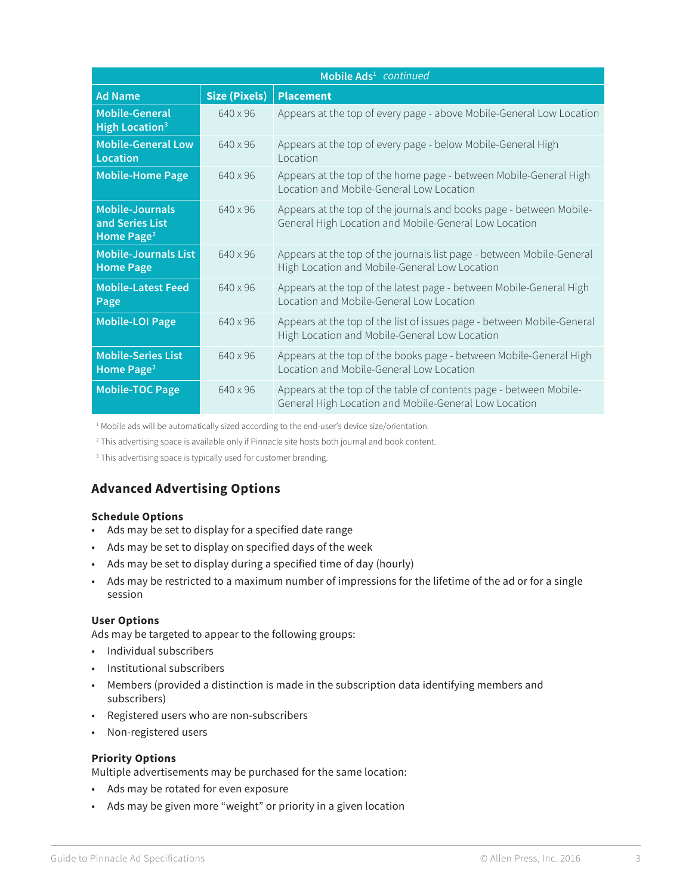| Mobile Ads[1] *continued* | | |
|---|---|---|
| **Ad Name** | **Size (Pixels)** | **Placement** |
| **Mobile-General High Location**[3] | 640 x 96 | Appears at the top of every page - above Mobile-General Low Location |
| **Mobile-General Low Location** | 640 x 96 | Appears at the top of every page - below Mobile-General High Location |
| **Mobile-Home Page** | 640 x 96 | Appears at the top of the home page - between Mobile-General High Location and Mobile-General Low Location |
| **Mobile-Journals and Series List Home Page**[2] | 640 x 96 | Appears at the top of the journals and books page - between Mobile-General High Location and Mobile-General Low Location |
| **Mobile-Journals List Home Page** | 640 x 96 | Appears at the top of the journals list page - between Mobile-General High Location and Mobile-General Low Location |
| **Mobile-Latest Feed Page** | 640 x 96 | Appears at the top of the latest page - between Mobile-General High Location and Mobile-General Low Location |
| **Mobile-LOI Page** | 640 x 96 | Appears at the top of the list of issues page - between Mobile-General High Location and Mobile-General Low Location |
| **Mobile-Series List Home Page**[2] | 640 x 96 | Appears at the top of the books page - between Mobile-General High Location and Mobile-General Low Location |
| **Mobile-TOC Page** | 640 x 96 | Appears at the top of the table of contents page - between Mobile-General High Location and Mobile-General Low Location |

[1] Mobile ads will be automatically sized according to the end-user's device size/orientation.

[2] This advertising space is available only if Pinnacle site hosts both journal and book content.

[3] This advertising space is typically used for customer branding.

## Advanced Advertising Options

**Schedule Options**

- Ads may be set to display for a specified date range
- Ads may be set to display on specified days of the week
- Ads may be set to display during a specified time of day (hourly)
- Ads may be restricted to a maximum number of impressions for the lifetime of the ad or for a single session

**User Options**

Ads may be targeted to appear to the following groups:

- Individual subscribers
- Institutional subscribers
- Members (provided a distinction is made in the subscription data identifying members and subscribers)
- Registered users who are non-subscribers
- Non-registered users

**Priority Options**

Multiple advertisements may be purchased for the same location:

- Ads may be rotated for even exposure
- Ads may be given more "weight" or priority in a given location